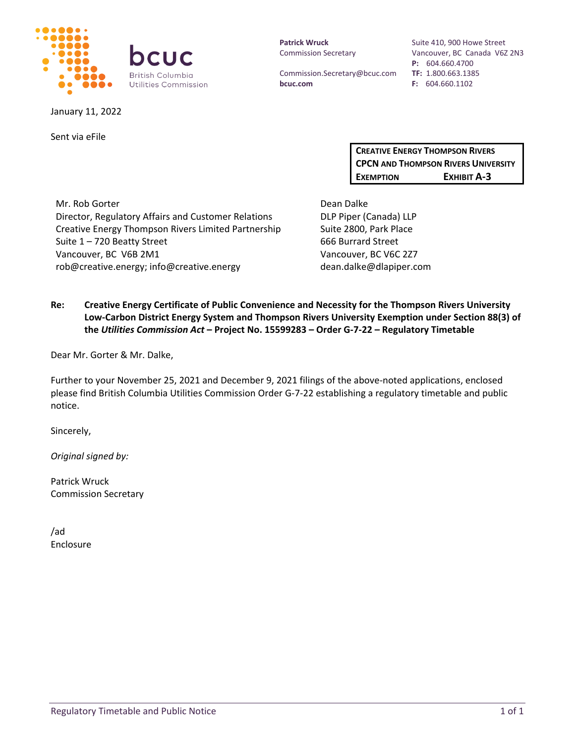bcuc
British Columbia
Utilities Commission

**Patrick Wruck**
Commission Secretary

Commission.Secretary@bcuc.com
**bcuc.com**

Suite 410, 900 Howe Street
Vancouver, BC Canada V6Z 2N3
**P:** 604.660.4700
**TF:** 1.800.663.1385
**F:** 604.660.1102

January 11, 2022

Sent via eFile

**CREATIVE ENERGY THOMPSON RIVERS CPCN AND THOMPSON RIVERS UNIVERSITY EXEMPTION EXHIBIT A-3**

Mr. Rob Gorter
Director, Regulatory Affairs and Customer Relations
Creative Energy Thompson Rivers Limited Partnership
Suite 1 – 720 Beatty Street
Vancouver, BC V6B 2M1
rob@creative.energy; info@creative.energy

Dean Dalke
DLP Piper (Canada) LLP
Suite 2800, Park Place
666 Burrard Street
Vancouver, BC V6C 2Z7
dean.dalke@dlapiper.com

**Re: Creative Energy Certificate of Public Convenience and Necessity for the Thompson Rivers University Low-Carbon District Energy System and Thompson Rivers University Exemption under Section 88(3) of the *Utilities Commission Act* – Project No. 15599283 – Order G-7-22 – Regulatory Timetable**

Dear Mr. Gorter & Mr. Dalke,

Further to your November 25, 2021 and December 9, 2021 filings of the above-noted applications, enclosed please find British Columbia Utilities Commission Order G-7-22 establishing a regulatory timetable and public notice.

Sincerely,

*Original signed by:*

Patrick Wruck
Commission Secretary

/ad
Enclosure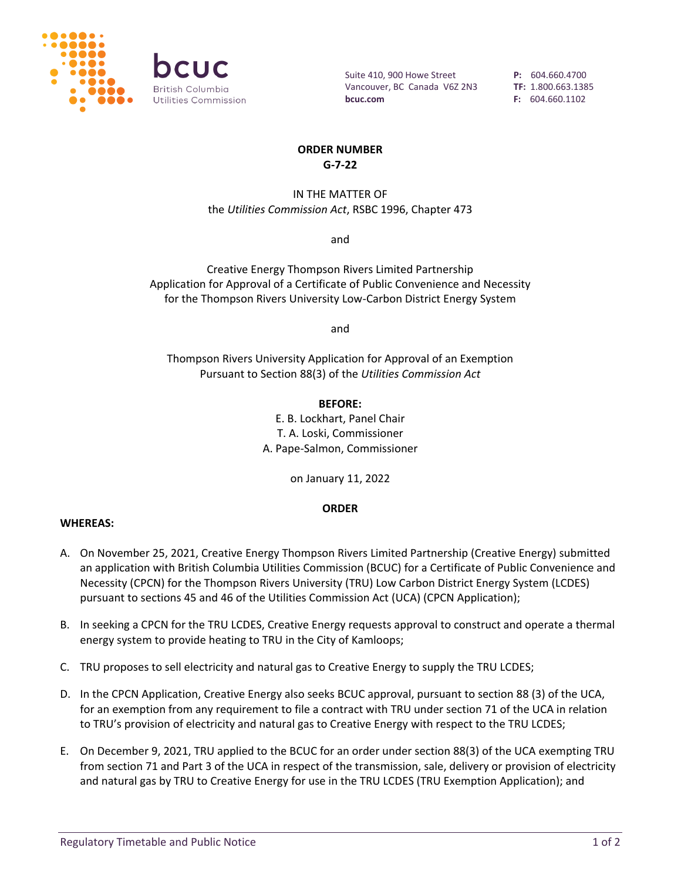**ORDER NUMBER**
**G-7-22**

IN THE MATTER OF
the *Utilities Commission Act*, RSBC 1996, Chapter 473

and

Creative Energy Thompson Rivers Limited Partnership
Application for Approval of a Certificate of Public Convenience and Necessity
for the Thompson Rivers University Low-Carbon District Energy System

and

Thompson Rivers University Application for Approval of an Exemption
Pursuant to Section 88(3) of the *Utilities Commission Act*

**BEFORE:**
E. B. Lockhart, Panel Chair
T. A. Loski, Commissioner
A. Pape-Salmon, Commissioner

on January 11, 2022

**ORDER**

**WHEREAS:**

A. On November 25, 2021, Creative Energy Thompson Rivers Limited Partnership (Creative Energy) submitted an application with British Columbia Utilities Commission (BCUC) for a Certificate of Public Convenience and Necessity (CPCN) for the Thompson Rivers University (TRU) Low Carbon District Energy System (LCDES) pursuant to sections 45 and 46 of the Utilities Commission Act (UCA) (CPCN Application);

B. In seeking a CPCN for the TRU LCDES, Creative Energy requests approval to construct and operate a thermal energy system to provide heating to TRU in the City of Kamloops;

C. TRU proposes to sell electricity and natural gas to Creative Energy to supply the TRU LCDES;

D. In the CPCN Application, Creative Energy also seeks BCUC approval, pursuant to section 88 (3) of the UCA, for an exemption from any requirement to file a contract with TRU under section 71 of the UCA in relation to TRU's provision of electricity and natural gas to Creative Energy with respect to the TRU LCDES;

E. On December 9, 2021, TRU applied to the BCUC for an order under section 88(3) of the UCA exempting TRU from section 71 and Part 3 of the UCA in respect of the transmission, sale, delivery or provision of electricity and natural gas by TRU to Creative Energy for use in the TRU LCDES (TRU Exemption Application); and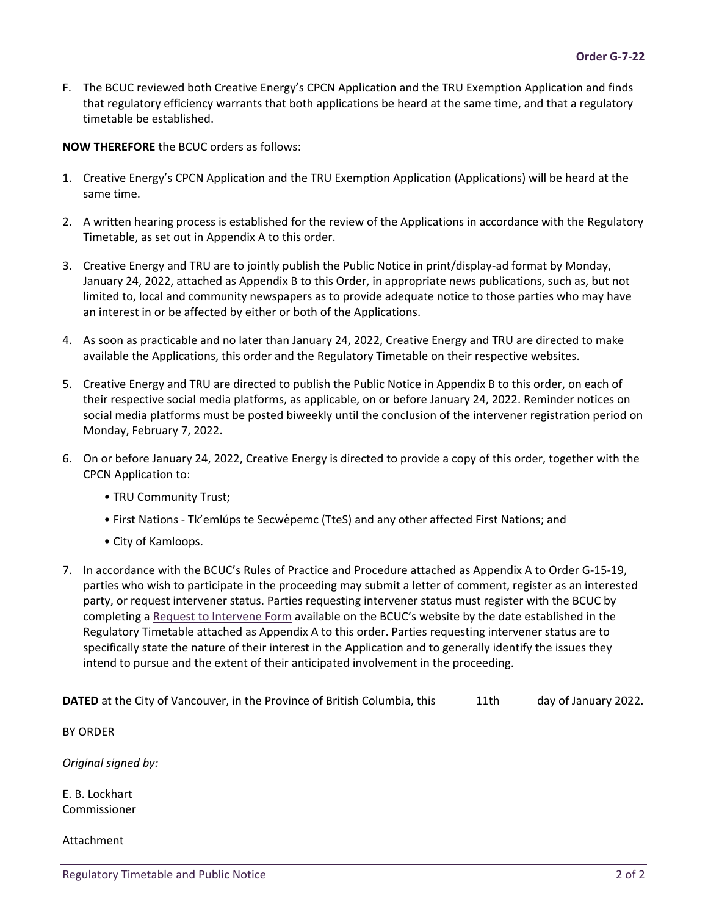F. The BCUC reviewed both Creative Energy's CPCN Application and the TRU Exemption Application and finds that regulatory efficiency warrants that both applications be heard at the same time, and that a regulatory timetable be established.

**NOW THEREFORE** the BCUC orders as follows:

1. Creative Energy's CPCN Application and the TRU Exemption Application (Applications) will be heard at the same time.

2. A written hearing process is established for the review of the Applications in accordance with the Regulatory Timetable, as set out in Appendix A to this order.

3. Creative Energy and TRU are to jointly publish the Public Notice in print/display-ad format by Monday, January 24, 2022, attached as Appendix B to this Order, in appropriate news publications, such as, but not limited to, local and community newspapers as to provide adequate notice to those parties who may have an interest in or be affected by either or both of the Applications.

4. As soon as practicable and no later than January 24, 2022, Creative Energy and TRU are directed to make available the Applications, this order and the Regulatory Timetable on their respective websites.

5. Creative Energy and TRU are directed to publish the Public Notice in Appendix B to this order, on each of their respective social media platforms, as applicable, on or before January 24, 2022. Reminder notices on social media platforms must be posted biweekly until the conclusion of the intervener registration period on Monday, February 7, 2022.

6. On or before January 24, 2022, Creative Energy is directed to provide a copy of this order, together with the CPCN Application to:
   - TRU Community Trust;
   - First Nations - Tk'emlúps te Secwėpemc (TteS) and any other affected First Nations; and
   - City of Kamloops.

7. In accordance with the BCUC's Rules of Practice and Procedure attached as Appendix A to Order G-15-19, parties who wish to participate in the proceeding may submit a letter of comment, register as an interested party, or request intervener status. Parties requesting intervener status must register with the BCUC by completing a Request to Intervene Form available on the BCUC's website by the date established in the Regulatory Timetable attached as Appendix A to this order. Parties requesting intervener status are to specifically state the nature of their interest in the Application and to generally identify the issues they intend to pursue and the extent of their anticipated involvement in the proceeding.

**DATED** at the City of Vancouver, in the Province of British Columbia, this 11th day of January 2022.

BY ORDER

*Original signed by:*

E. B. Lockhart
Commissioner

Attachment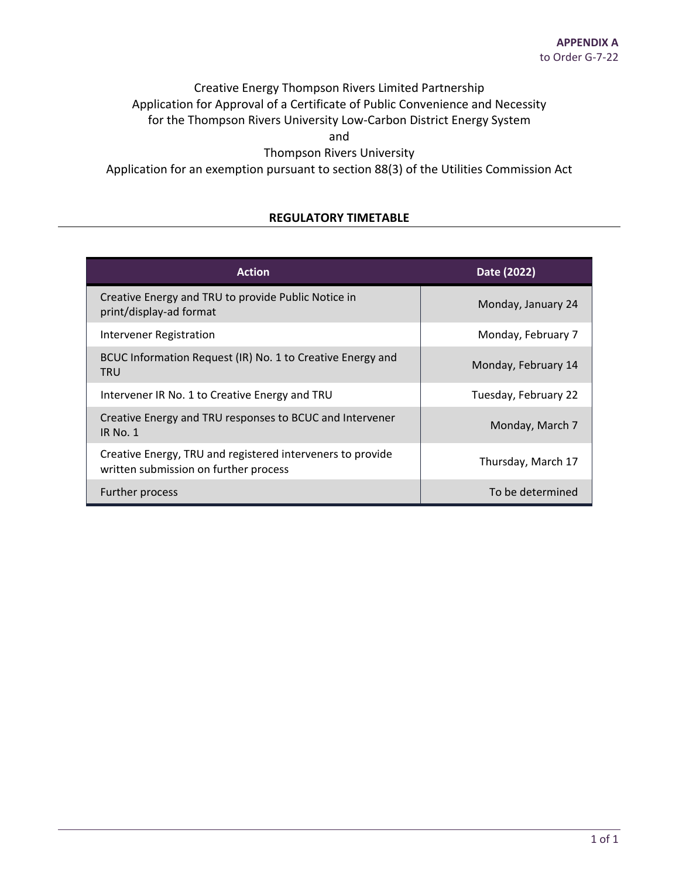**APPENDIX A**
to Order G-7-22

Creative Energy Thompson Rivers Limited Partnership
Application for Approval of a Certificate of Public Convenience and Necessity
for the Thompson Rivers University Low-Carbon District Energy System
and
Thompson Rivers University
Application for an exemption pursuant to section 88(3) of the Utilities Commission Act

## REGULATORY TIMETABLE

| Action | Date (2022) |
|---|---|
| Creative Energy and TRU to provide Public Notice in print/display-ad format | Monday, January 24 |
| Intervener Registration | Monday, February 7 |
| BCUC Information Request (IR) No. 1 to Creative Energy and TRU | Monday, February 14 |
| Intervener IR No. 1 to Creative Energy and TRU | Tuesday, February 22 |
| Creative Energy and TRU responses to BCUC and Intervener IR No. 1 | Monday, March 7 |
| Creative Energy, TRU and registered interveners to provide written submission on further process | Thursday, March 17 |
| Further process | To be determined |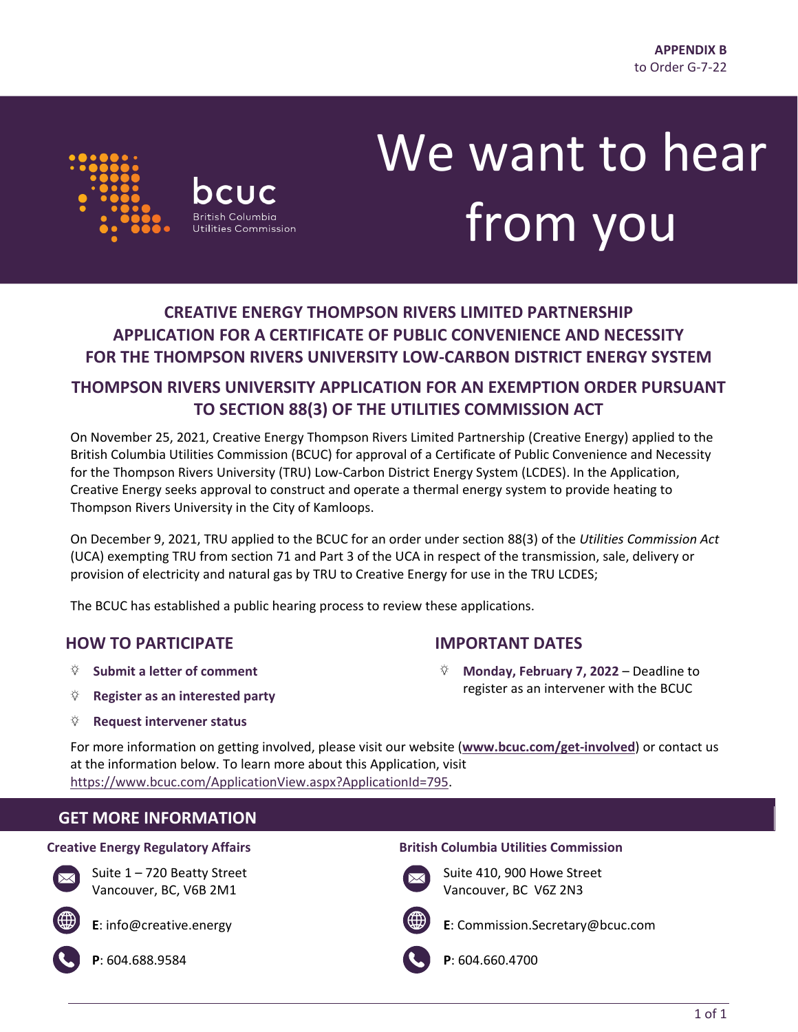**APPENDIX B**
to Order G-7-22

bcuc
British Columbia Utilities Commission

# We want to hear from you

## CREATIVE ENERGY THOMPSON RIVERS LIMITED PARTNERSHIP APPLICATION FOR A CERTIFICATE OF PUBLIC CONVENIENCE AND NECESSITY FOR THE THOMPSON RIVERS UNIVERSITY LOW-CARBON DISTRICT ENERGY SYSTEM

## THOMPSON RIVERS UNIVERSITY APPLICATION FOR AN EXEMPTION ORDER PURSUANT TO SECTION 88(3) OF THE UTILITIES COMMISSION ACT

On November 25, 2021, Creative Energy Thompson Rivers Limited Partnership (Creative Energy) applied to the British Columbia Utilities Commission (BCUC) for approval of a Certificate of Public Convenience and Necessity for the Thompson Rivers University (TRU) Low-Carbon District Energy System (LCDES). In the Application, Creative Energy seeks approval to construct and operate a thermal energy system to provide heating to Thompson Rivers University in the City of Kamloops.

On December 9, 2021, TRU applied to the BCUC for an order under section 88(3) of the *Utilities Commission Act* (UCA) exempting TRU from section 71 and Part 3 of the UCA in respect of the transmission, sale, delivery or provision of electricity and natural gas by TRU to Creative Energy for use in the TRU LCDES;

The BCUC has established a public hearing process to review these applications.

### HOW TO PARTICIPATE

- **Submit a letter of comment**
- **Register as an interested party**
- **Request intervener status**

### IMPORTANT DATES

- **Monday, February 7, 2022** – Deadline to register as an intervener with the BCUC

For more information on getting involved, please visit our website (**www.bcuc.com/get-involved**) or contact us at the information below. To learn more about this Application, visit https://www.bcuc.com/ApplicationView.aspx?ApplicationId=795.

## GET MORE INFORMATION

**Creative Energy Regulatory Affairs**

Suite 1 – 720 Beatty Street
Vancouver, BC, V6B 2M1

**E**: info@creative.energy

**P**: 604.688.9584

**British Columbia Utilities Commission**

Suite 410, 900 Howe Street
Vancouver, BC V6Z 2N3

**E**: Commission.Secretary@bcuc.com

**P**: 604.660.4700